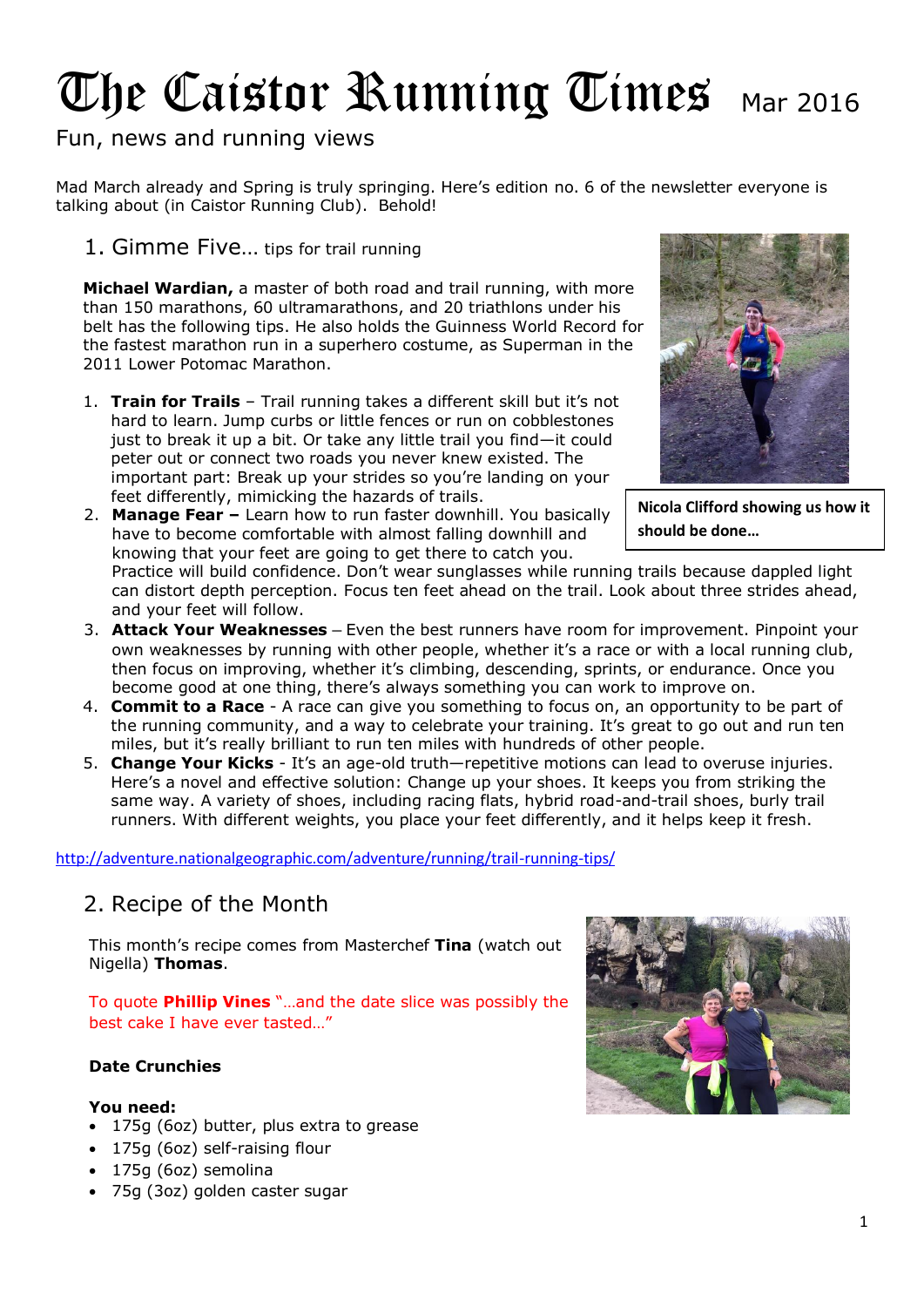# The Caistor Running Times Mar 2016

Fun, news and running views

Mad March already and Spring is truly springing. Here's edition no. 6 of the newsletter everyone is talking about (in Caistor Running Club). Behold!

## 1. Gimme Five… tips for trail running

**Michael Wardian,** a master of both road and trail running, with more than 150 marathons, 60 ultramarathons, and 20 triathlons under his belt has the following tips. He also holds the Guinness World Record for the fastest marathon run in a superhero costume, as Superman in the 2011 Lower Potomac Marathon.

Nicola Clifford showing us how it should be done…

1. **Train for Trails** – Trail running takes a different skill but it's not hard to learn. Jump curbs or little fences or run on cobblestones just to break it up a bit. Or take any little trail you find—it could peter out or connect two roads you never knew existed. The important part: Break up your strides so you're landing on your feet differently, mimicking the hazards of trails.
2. **Manage Fear –** Learn how to run faster downhill. You basically have to become comfortable with almost falling downhill and knowing that your feet are going to get there to catch you. Practice will build confidence. Don't wear sunglasses while running trails because dappled light can distort depth perception. Focus ten feet ahead on the trail. Look about three strides ahead, and your feet will follow.
3. **Attack Your Weaknesses** – Even the best runners have room for improvement. Pinpoint your own weaknesses by running with other people, whether it's a race or with a local running club, then focus on improving, whether it's climbing, descending, sprints, or endurance. Once you become good at one thing, there's always something you can work to improve on.
4. **Commit to a Race** - A race can give you something to focus on, an opportunity to be part of the running community, and a way to celebrate your training. It's great to go out and run ten miles, but it's really brilliant to run ten miles with hundreds of other people.
5. **Change Your Kicks** - It's an age-old truth—repetitive motions can lead to overuse injuries. Here's a novel and effective solution: Change up your shoes. It keeps you from striking the same way. A variety of shoes, including racing flats, hybrid road-and-trail shoes, burly trail runners. With different weights, you place your feet differently, and it helps keep it fresh.

http://adventure.nationalgeographic.com/adventure/running/trail-running-tips/

## 2. Recipe of the Month

This month's recipe comes from Masterchef **Tina** (watch out Nigella) **Thomas**.

To quote **Phillip Vines** "…and the date slice was possibly the best cake I have ever tasted…"

**Date Crunchies**

**You need:**

- 175g (6oz) butter, plus extra to grease
- 175g (6oz) self-raising flour
- 175g (6oz) semolina
- 75g (3oz) golden caster sugar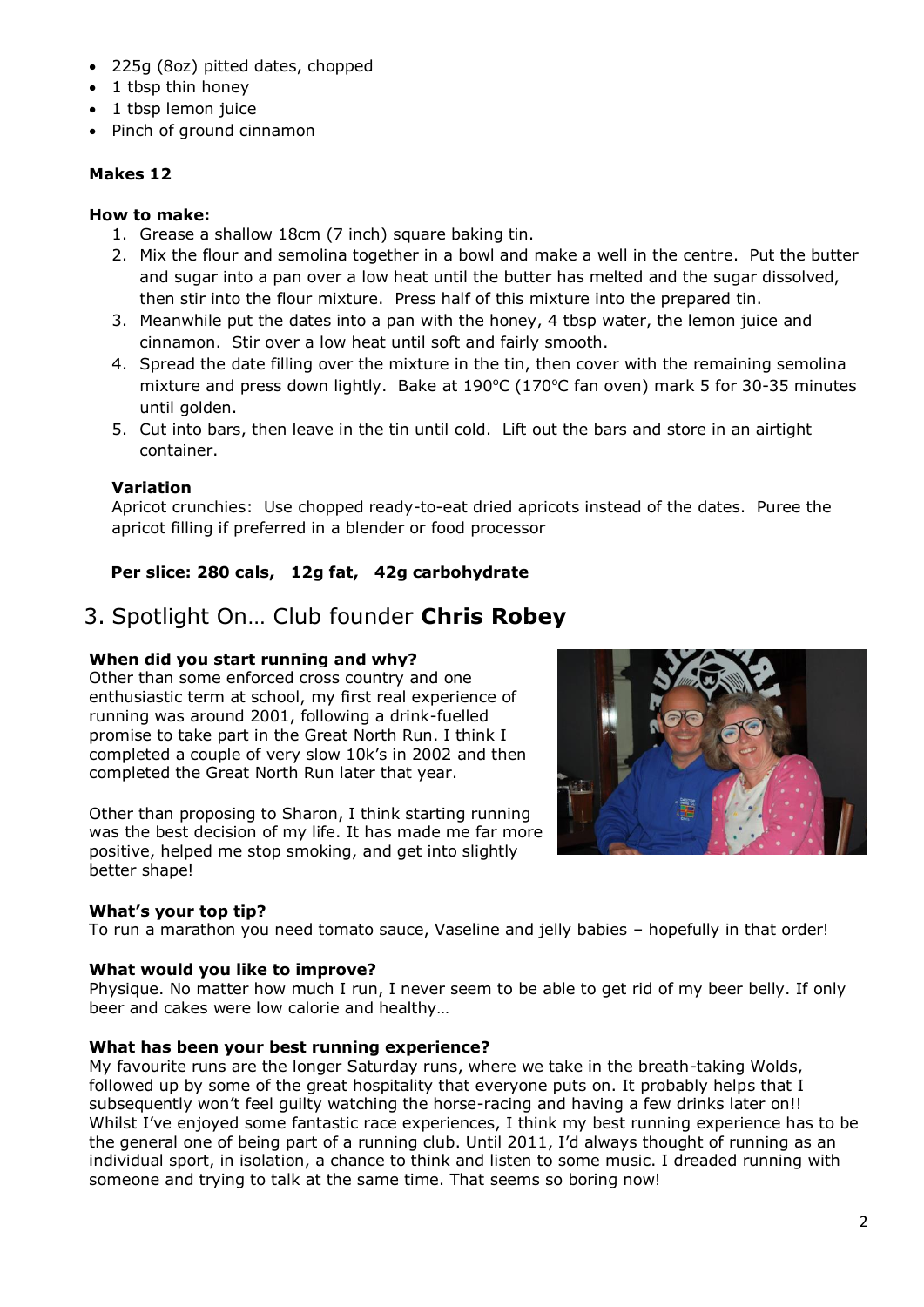- 225g (8oz) pitted dates, chopped
- 1 tbsp thin honey
- 1 tbsp lemon juice
- Pinch of ground cinnamon

**Makes 12**

**How to make:**

1. Grease a shallow 18cm (7 inch) square baking tin.
2. Mix the flour and semolina together in a bowl and make a well in the centre. Put the butter and sugar into a pan over a low heat until the butter has melted and the sugar dissolved, then stir into the flour mixture. Press half of this mixture into the prepared tin.
3. Meanwhile put the dates into a pan with the honey, 4 tbsp water, the lemon juice and cinnamon. Stir over a low heat until soft and fairly smooth.
4. Spread the date filling over the mixture in the tin, then cover with the remaining semolina mixture and press down lightly. Bake at 190°C (170°C fan oven) mark 5 for 30-35 minutes until golden.
5. Cut into bars, then leave in the tin until cold. Lift out the bars and store in an airtight container.

**Variation**

Apricot crunchies: Use chopped ready-to-eat dried apricots instead of the dates. Puree the apricot filling if preferred in a blender or food processor

**Per slice: 280 cals, 12g fat, 42g carbohydrate**

## 3. Spotlight On… Club founder **Chris Robey**

**When did you start running and why?**

Other than some enforced cross country and one enthusiastic term at school, my first real experience of running was around 2001, following a drink-fuelled promise to take part in the Great North Run. I think I completed a couple of very slow 10k's in 2002 and then completed the Great North Run later that year.

Other than proposing to Sharon, I think starting running was the best decision of my life. It has made me far more positive, helped me stop smoking, and get into slightly better shape!

**What's your top tip?**

To run a marathon you need tomato sauce, Vaseline and jelly babies – hopefully in that order!

**What would you like to improve?**

Physique. No matter how much I run, I never seem to be able to get rid of my beer belly. If only beer and cakes were low calorie and healthy…

**What has been your best running experience?**

My favourite runs are the longer Saturday runs, where we take in the breath-taking Wolds, followed up by some of the great hospitality that everyone puts on. It probably helps that I subsequently won't feel guilty watching the horse-racing and having a few drinks later on!! Whilst I've enjoyed some fantastic race experiences, I think my best running experience has to be the general one of being part of a running club. Until 2011, I'd always thought of running as an individual sport, in isolation, a chance to think and listen to some music. I dreaded running with someone and trying to talk at the same time. That seems so boring now!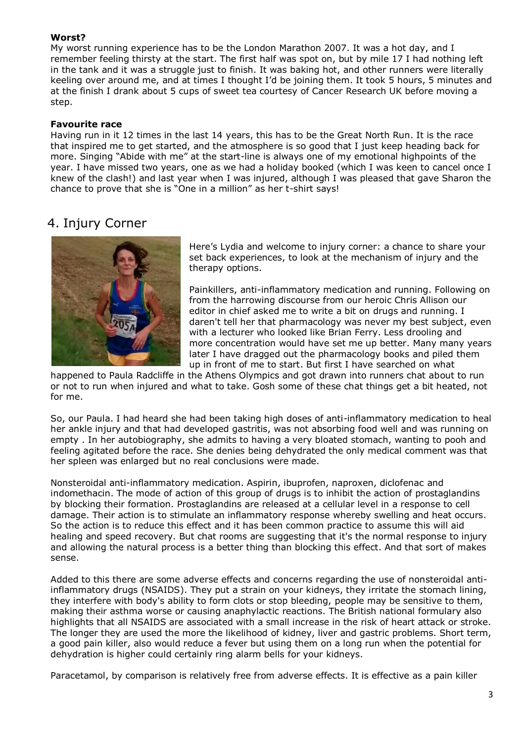**Worst?**

My worst running experience has to be the London Marathon 2007. It was a hot day, and I remember feeling thirsty at the start. The first half was spot on, but by mile 17 I had nothing left in the tank and it was a struggle just to finish. It was baking hot, and other runners were literally keeling over around me, and at times I thought I'd be joining them. It took 5 hours, 5 minutes and at the finish I drank about 5 cups of sweet tea courtesy of Cancer Research UK before moving a step.

**Favourite race**

Having run in it 12 times in the last 14 years, this has to be the Great North Run. It is the race that inspired me to get started, and the atmosphere is so good that I just keep heading back for more. Singing "Abide with me" at the start-line is always one of my emotional highpoints of the year. I have missed two years, one as we had a holiday booked (which I was keen to cancel once I knew of the clash!) and last year when I was injured, although I was pleased that gave Sharon the chance to prove that she is "One in a million" as her t-shirt says!

## 4. Injury Corner

Here's Lydia and welcome to injury corner: a chance to share your set back experiences, to look at the mechanism of injury and the therapy options.

Painkillers, anti-inflammatory medication and running. Following on from the harrowing discourse from our heroic Chris Allison our editor in chief asked me to write a bit on drugs and running. I daren't tell her that pharmacology was never my best subject, even with a lecturer who looked like Brian Ferry. Less drooling and more concentration would have set me up better. Many many years later I have dragged out the pharmacology books and piled them up in front of me to start. But first I have searched on what happened to Paula Radcliffe in the Athens Olympics and got drawn into runners chat about to run or not to run when injured and what to take. Gosh some of these chat things get a bit heated, not for me.

So, our Paula. I had heard she had been taking high doses of anti-inflammatory medication to heal her ankle injury and that had developed gastritis, was not absorbing food well and was running on empty . In her autobiography, she admits to having a very bloated stomach, wanting to pooh and feeling agitated before the race. She denies being dehydrated the only medical comment was that her spleen was enlarged but no real conclusions were made.

Nonsteroidal anti-inflammatory medication. Aspirin, ibuprofen, naproxen, diclofenac and indomethacin. The mode of action of this group of drugs is to inhibit the action of prostaglandins by blocking their formation. Prostaglandins are released at a cellular level in a response to cell damage. Their action is to stimulate an inflammatory response whereby swelling and heat occurs. So the action is to reduce this effect and it has been common practice to assume this will aid healing and speed recovery. But chat rooms are suggesting that it's the normal response to injury and allowing the natural process is a better thing than blocking this effect. And that sort of makes sense.

Added to this there are some adverse effects and concerns regarding the use of nonsteroidal anti-inflammatory drugs (NSAIDS). They put a strain on your kidneys, they irritate the stomach lining, they interfere with body's ability to form clots or stop bleeding, people may be sensitive to them, making their asthma worse or causing anaphylactic reactions. The British national formulary also highlights that all NSAIDS are associated with a small increase in the risk of heart attack or stroke. The longer they are used the more the likelihood of kidney, liver and gastric problems. Short term, a good pain killer, also would reduce a fever but using them on a long run when the potential for dehydration is higher could certainly ring alarm bells for your kidneys.

Paracetamol, by comparison is relatively free from adverse effects. It is effective as a pain killer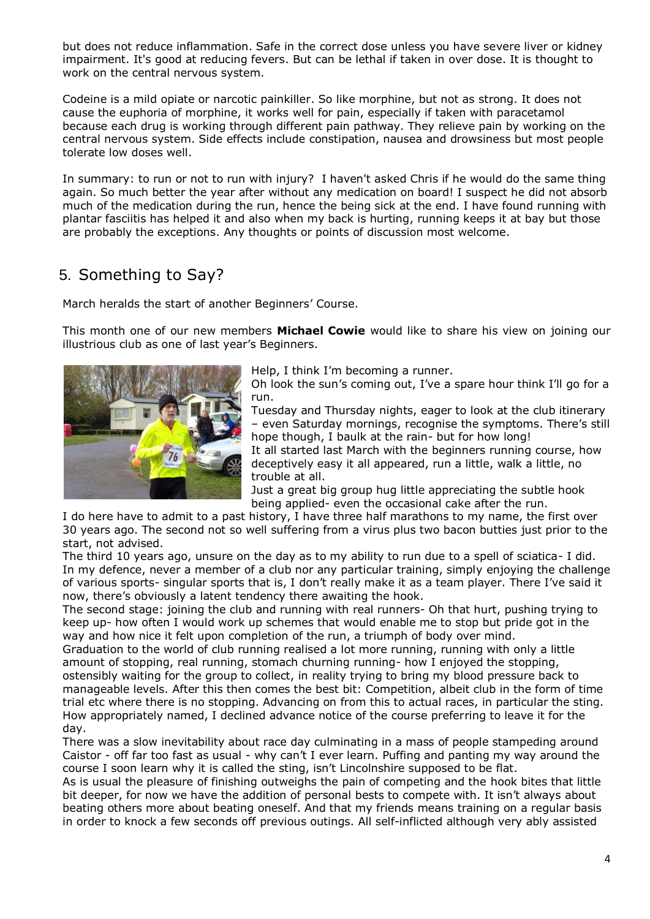but does not reduce inflammation. Safe in the correct dose unless you have severe liver or kidney impairment. It's good at reducing fevers. But can be lethal if taken in over dose. It is thought to work on the central nervous system.

Codeine is a mild opiate or narcotic painkiller. So like morphine, but not as strong. It does not cause the euphoria of morphine, it works well for pain, especially if taken with paracetamol because each drug is working through different pain pathway. They relieve pain by working on the central nervous system. Side effects include constipation, nausea and drowsiness but most people tolerate low doses well.

In summary: to run or not to run with injury? I haven't asked Chris if he would do the same thing again. So much better the year after without any medication on board! I suspect he did not absorb much of the medication during the run, hence the being sick at the end. I have found running with plantar fasciitis has helped it and also when my back is hurting, running keeps it at bay but those are probably the exceptions. Any thoughts or points of discussion most welcome.

## 5. Something to Say?

March heralds the start of another Beginners' Course.

This month one of our new members **Michael Cowie** would like to share his view on joining our illustrious club as one of last year's Beginners.

Help, I think I'm becoming a runner.

Oh look the sun's coming out, I've a spare hour think I'll go for a run.

Tuesday and Thursday nights, eager to look at the club itinerary – even Saturday mornings, recognise the symptoms. There's still hope though, I baulk at the rain- but for how long!

It all started last March with the beginners running course, how deceptively easy it all appeared, run a little, walk a little, no trouble at all.

Just a great big group hug little appreciating the subtle hook being applied- even the occasional cake after the run.

I do here have to admit to a past history, I have three half marathons to my name, the first over 30 years ago. The second not so well suffering from a virus plus two bacon butties just prior to the start, not advised.

The third 10 years ago, unsure on the day as to my ability to run due to a spell of sciatica- I did. In my defence, never a member of a club nor any particular training, simply enjoying the challenge of various sports- singular sports that is, I don't really make it as a team player. There I've said it now, there's obviously a latent tendency there awaiting the hook.

The second stage: joining the club and running with real runners- Oh that hurt, pushing trying to keep up- how often I would work up schemes that would enable me to stop but pride got in the way and how nice it felt upon completion of the run, a triumph of body over mind.

Graduation to the world of club running realised a lot more running, running with only a little amount of stopping, real running, stomach churning running- how I enjoyed the stopping, ostensibly waiting for the group to collect, in reality trying to bring my blood pressure back to manageable levels. After this then comes the best bit: Competition, albeit club in the form of time trial etc where there is no stopping. Advancing on from this to actual races, in particular the sting. How appropriately named, I declined advance notice of the course preferring to leave it for the day.

There was a slow inevitability about race day culminating in a mass of people stampeding around Caistor - off far too fast as usual - why can't I ever learn. Puffing and panting my way around the course I soon learn why it is called the sting, isn't Lincolnshire supposed to be flat.

As is usual the pleasure of finishing outweighs the pain of competing and the hook bites that little bit deeper, for now we have the addition of personal bests to compete with. It isn't always about beating others more about beating oneself. And that my friends means training on a regular basis in order to knock a few seconds off previous outings. All self-inflicted although very ably assisted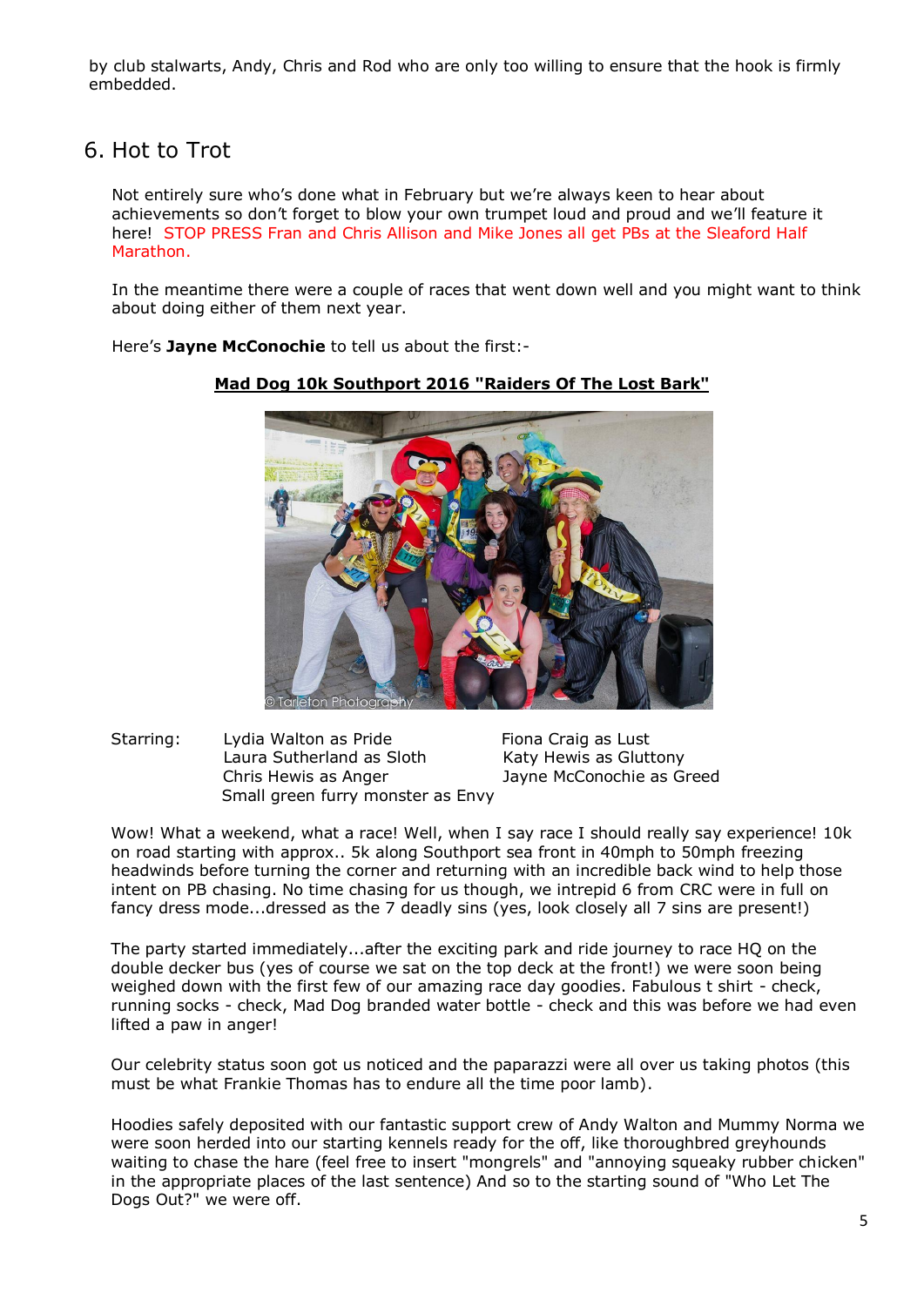by club stalwarts, Andy, Chris and Rod who are only too willing to ensure that the hook is firmly embedded.

## 6. Hot to Trot

Not entirely sure who's done what in February but we're always keen to hear about achievements so don't forget to blow your own trumpet loud and proud and we'll feature it here! STOP PRESS Fran and Chris Allison and Mike Jones all get PBs at the Sleaford Half Marathon.

In the meantime there were a couple of races that went down well and you might want to think about doing either of them next year.

Here's **Jayne McConochie** to tell us about the first:-

**Mad Dog 10k Southport 2016 "Raiders Of The Lost Bark"**

© Tarleton Photography

Starring:

- Lydia Walton as Pride
- Laura Sutherland as Sloth
- Chris Hewis as Anger
- Small green furry monster as Envy
- Fiona Craig as Lust
- Katy Hewis as Gluttony
- Jayne McConochie as Greed

Wow! What a weekend, what a race! Well, when I say race I should really say experience! 10k on road starting with approx.. 5k along Southport sea front in 40mph to 50mph freezing headwinds before turning the corner and returning with an incredible back wind to help those intent on PB chasing. No time chasing for us though, we intrepid 6 from CRC were in full on fancy dress mode...dressed as the 7 deadly sins (yes, look closely all 7 sins are present!)

The party started immediately...after the exciting park and ride journey to race HQ on the double decker bus (yes of course we sat on the top deck at the front!) we were soon being weighed down with the first few of our amazing race day goodies. Fabulous t shirt - check, running socks - check, Mad Dog branded water bottle - check and this was before we had even lifted a paw in anger!

Our celebrity status soon got us noticed and the paparazzi were all over us taking photos (this must be what Frankie Thomas has to endure all the time poor lamb).

Hoodies safely deposited with our fantastic support crew of Andy Walton and Mummy Norma we were soon herded into our starting kennels ready for the off, like thoroughbred greyhounds waiting to chase the hare (feel free to insert "mongrels" and "annoying squeaky rubber chicken" in the appropriate places of the last sentence) And so to the starting sound of "Who Let The Dogs Out?" we were off.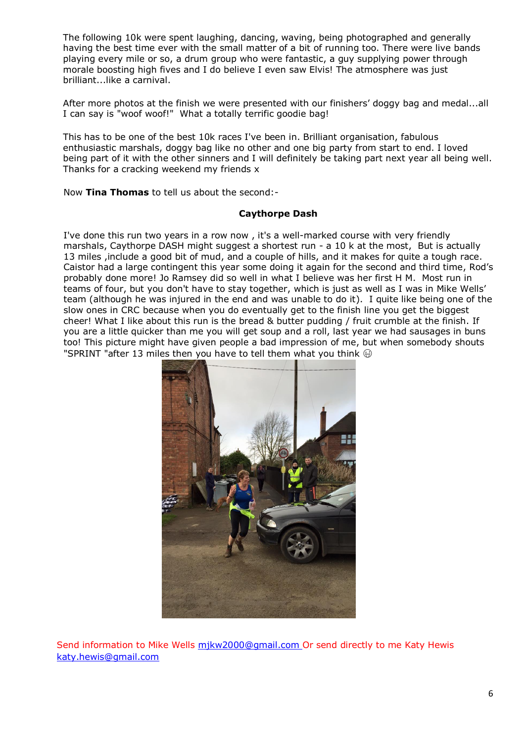The following 10k were spent laughing, dancing, waving, being photographed and generally having the best time ever with the small matter of a bit of running too. There were live bands playing every mile or so, a drum group who were fantastic, a guy supplying power through morale boosting high fives and I do believe I even saw Elvis! The atmosphere was just brilliant...like a carnival.

After more photos at the finish we were presented with our finishers' doggy bag and medal...all I can say is "woof woof!" What a totally terrific goodie bag!

This has to be one of the best 10k races I've been in. Brilliant organisation, fabulous enthusiastic marshals, doggy bag like no other and one big party from start to end. I loved being part of it with the other sinners and I will definitely be taking part next year all being well. Thanks for a cracking weekend my friends x

Now **Tina Thomas** to tell us about the second:-

**Caythorpe Dash**

I've done this run two years in a row now , it's a well-marked course with very friendly marshals, Caythorpe DASH might suggest a shortest run - a 10 k at the most, But is actually 13 miles ,include a good bit of mud, and a couple of hills, and it makes for quite a tough race. Caistor had a large contingent this year some doing it again for the second and third time, Rod's probably done more! Jo Ramsey did so well in what I believe was her first H M. Most run in teams of four, but you don't have to stay together, which is just as well as I was in Mike Wells' team (although he was injured in the end and was unable to do it). I quite like being one of the slow ones in CRC because when you do eventually get to the finish line you get the biggest cheer! What I like about this run is the bread & butter pudding / fruit crumble at the finish. If you are a little quicker than me you will get soup and a roll, last year we had sausages in buns too! This picture might have given people a bad impression of me, but when somebody shouts "SPRINT "after 13 miles then you have to tell them what you think 😖

Send information to Mike Wells [mjkw2000@gmail.com](mailto:mjkw2000@gmail.com) Or send directly to me Katy Hewis [katy.hewis@gmail.com](mailto:katy.hewis@gmail.com)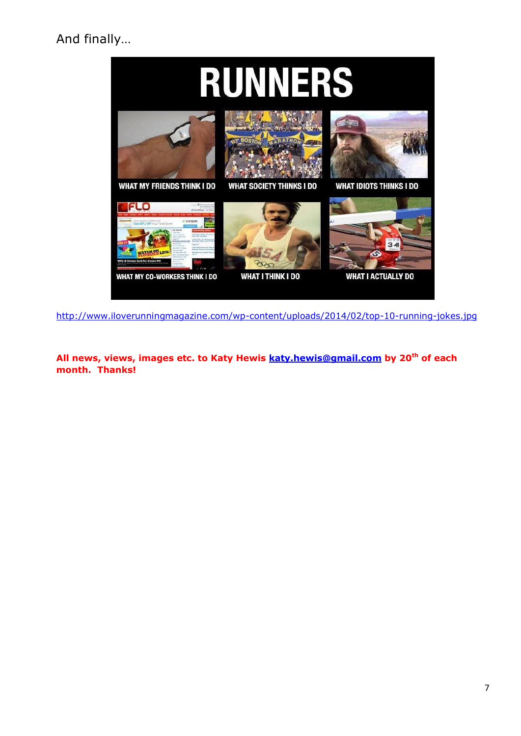And finally…

RUNNERS

WHAT MY FRIENDS THINK I DO

WHAT SOCIETY THINKS I DO

WHAT IDIOTS THINKS I DO

WHAT MY CO-WORKERS THINK I DO

WHAT I THINK I DO

WHAT I ACTUALLY DO

http://www.iloverunningmagazine.com/wp-content/uploads/2014/02/top-10-running-jokes.jpg

**All news, views, images etc. to Katy Hewis katy.hewis@gmail.com by 20th of each month. Thanks!**